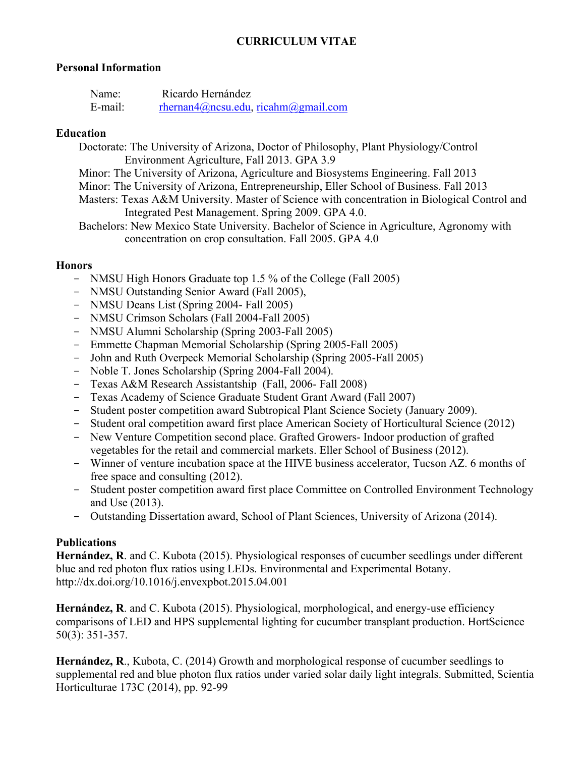# CURRICULUM VITAE

## Personal Information

Name: Ricardo Hernández
E-mail: rhernan4@ncsu.edu, ricahm@gmail.com

## Education

Doctorate: The University of Arizona, Doctor of Philosophy, Plant Physiology/Control Environment Agriculture, Fall 2013. GPA 3.9

Minor: The University of Arizona, Agriculture and Biosystems Engineering. Fall 2013

Minor: The University of Arizona, Entrepreneurship, Eller School of Business. Fall 2013

Masters: Texas A&M University. Master of Science with concentration in Biological Control and Integrated Pest Management. Spring 2009. GPA 4.0.

Bachelors: New Mexico State University. Bachelor of Science in Agriculture, Agronomy with concentration on crop consultation. Fall 2005. GPA 4.0

## Honors

- NMSU High Honors Graduate top 1.5 % of the College (Fall 2005)
- NMSU Outstanding Senior Award (Fall 2005),
- NMSU Deans List (Spring 2004- Fall 2005)
- NMSU Crimson Scholars (Fall 2004-Fall 2005)
- NMSU Alumni Scholarship (Spring 2003-Fall 2005)
- Emmette Chapman Memorial Scholarship (Spring 2005-Fall 2005)
- John and Ruth Overpeck Memorial Scholarship (Spring 2005-Fall 2005)
- Noble T. Jones Scholarship (Spring 2004-Fall 2004).
- Texas A&M Research Assistantship (Fall, 2006- Fall 2008)
- Texas Academy of Science Graduate Student Grant Award (Fall 2007)
- Student poster competition award Subtropical Plant Science Society (January 2009).
- Student oral competition award first place American Society of Horticultural Science (2012)
- New Venture Competition second place. Grafted Growers- Indoor production of grafted vegetables for the retail and commercial markets. Eller School of Business (2012).
- Winner of venture incubation space at the HIVE business accelerator, Tucson AZ. 6 months of free space and consulting (2012).
- Student poster competition award first place Committee on Controlled Environment Technology and Use (2013).
- Outstanding Dissertation award, School of Plant Sciences, University of Arizona (2014).

## Publications

**Hernández, R**. and C. Kubota (2015). Physiological responses of cucumber seedlings under different blue and red photon flux ratios using LEDs. Environmental and Experimental Botany. http://dx.doi.org/10.1016/j.envexpbot.2015.04.001

**Hernández, R**. and C. Kubota (2015). Physiological, morphological, and energy-use efficiency comparisons of LED and HPS supplemental lighting for cucumber transplant production. HortScience 50(3): 351-357.

**Hernández, R**., Kubota, C. (2014) Growth and morphological response of cucumber seedlings to supplemental red and blue photon flux ratios under varied solar daily light integrals. Submitted, Scientia Horticulturae 173C (2014), pp. 92-99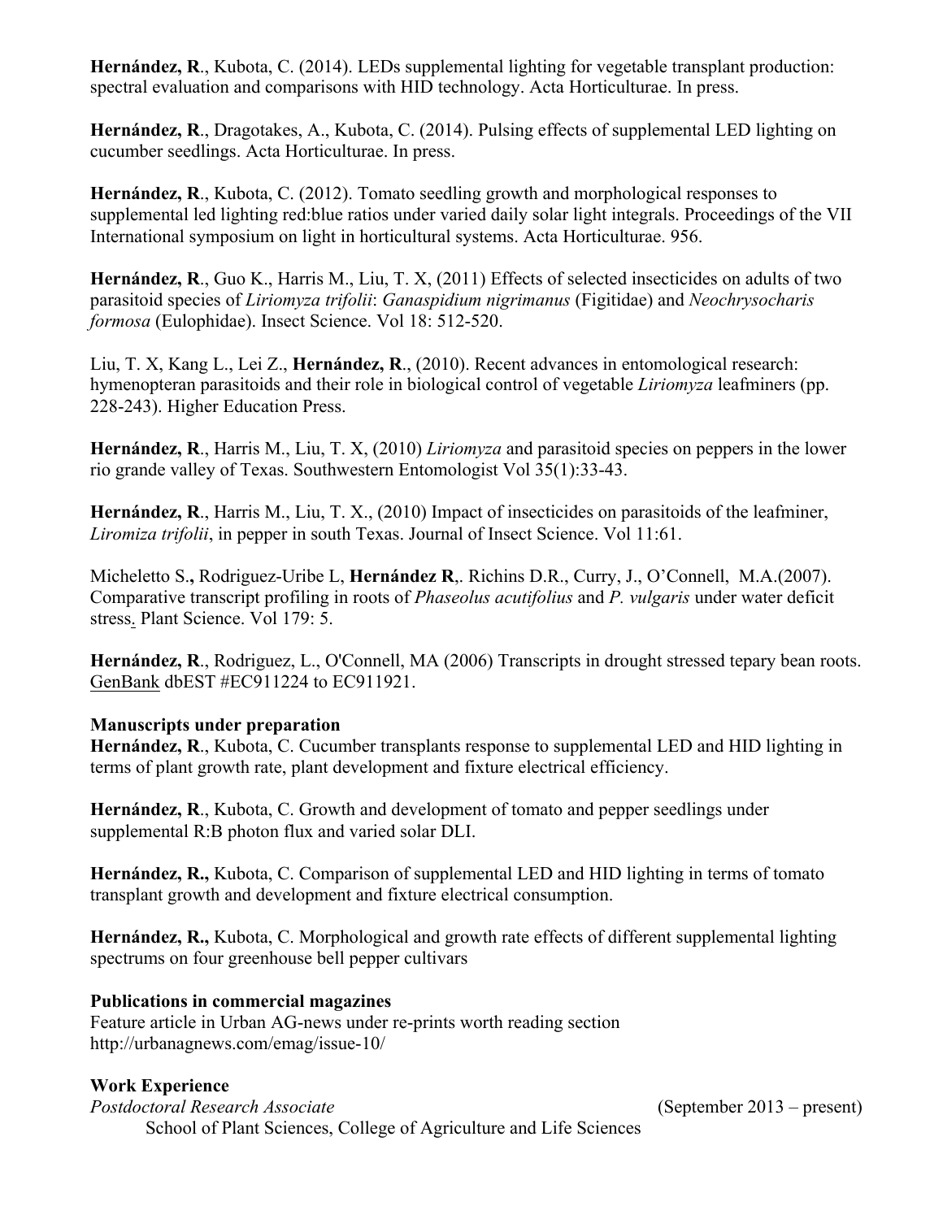**Hernández, R**., Kubota, C. (2014). LEDs supplemental lighting for vegetable transplant production: spectral evaluation and comparisons with HID technology. Acta Horticulturae. In press.

**Hernández, R**., Dragotakes, A., Kubota, C. (2014). Pulsing effects of supplemental LED lighting on cucumber seedlings. Acta Horticulturae. In press.

**Hernández, R**., Kubota, C. (2012). Tomato seedling growth and morphological responses to supplemental led lighting red:blue ratios under varied daily solar light integrals. Proceedings of the VII International symposium on light in horticultural systems. Acta Horticulturae. 956.

**Hernández, R**., Guo K., Harris M., Liu, T. X, (2011) Effects of selected insecticides on adults of two parasitoid species of *Liriomyza trifolii*: *Ganaspidium nigrimanus* (Figitidae) and *Neochrysocharis formosa* (Eulophidae). Insect Science. Vol 18: 512-520.

Liu, T. X, Kang L., Lei Z., **Hernández, R**., (2010). Recent advances in entomological research: hymenopteran parasitoids and their role in biological control of vegetable *Liriomyza* leafminers (pp. 228-243). Higher Education Press.

**Hernández, R**., Harris M., Liu, T. X, (2010) *Liriomyza* and parasitoid species on peppers in the lower rio grande valley of Texas. Southwestern Entomologist Vol 35(1):33-43.

**Hernández, R**., Harris M., Liu, T. X., (2010) Impact of insecticides on parasitoids of the leafminer, *Liromiza trifolii*, in pepper in south Texas. Journal of Insect Science. Vol 11:61.

Micheletto S**.,** Rodriguez-Uribe L, **Hernández R**,. Richins D.R., Curry, J., O'Connell, M.A.(2007). Comparative transcript profiling in roots of *Phaseolus acutifolius* and *P. vulgaris* under water deficit stress. Plant Science. Vol 179: 5.

**Hernández, R**., Rodriguez, L., O'Connell, MA (2006) Transcripts in drought stressed tepary bean roots. GenBank dbEST #EC911224 to EC911921.

**Manuscripts under preparation**

**Hernández, R**., Kubota, C. Cucumber transplants response to supplemental LED and HID lighting in terms of plant growth rate, plant development and fixture electrical efficiency.

**Hernández, R**., Kubota, C. Growth and development of tomato and pepper seedlings under supplemental R:B photon flux and varied solar DLI.

**Hernández, R.,** Kubota, C. Comparison of supplemental LED and HID lighting in terms of tomato transplant growth and development and fixture electrical consumption.

**Hernández, R.,** Kubota, C. Morphological and growth rate effects of different supplemental lighting spectrums on four greenhouse bell pepper cultivars

**Publications in commercial magazines**

Feature article in Urban AG-news under re-prints worth reading section
http://urbanagnews.com/emag/issue-10/

**Work Experience**

*Postdoctoral Research Associate* (September 2013 – present)

School of Plant Sciences, College of Agriculture and Life Sciences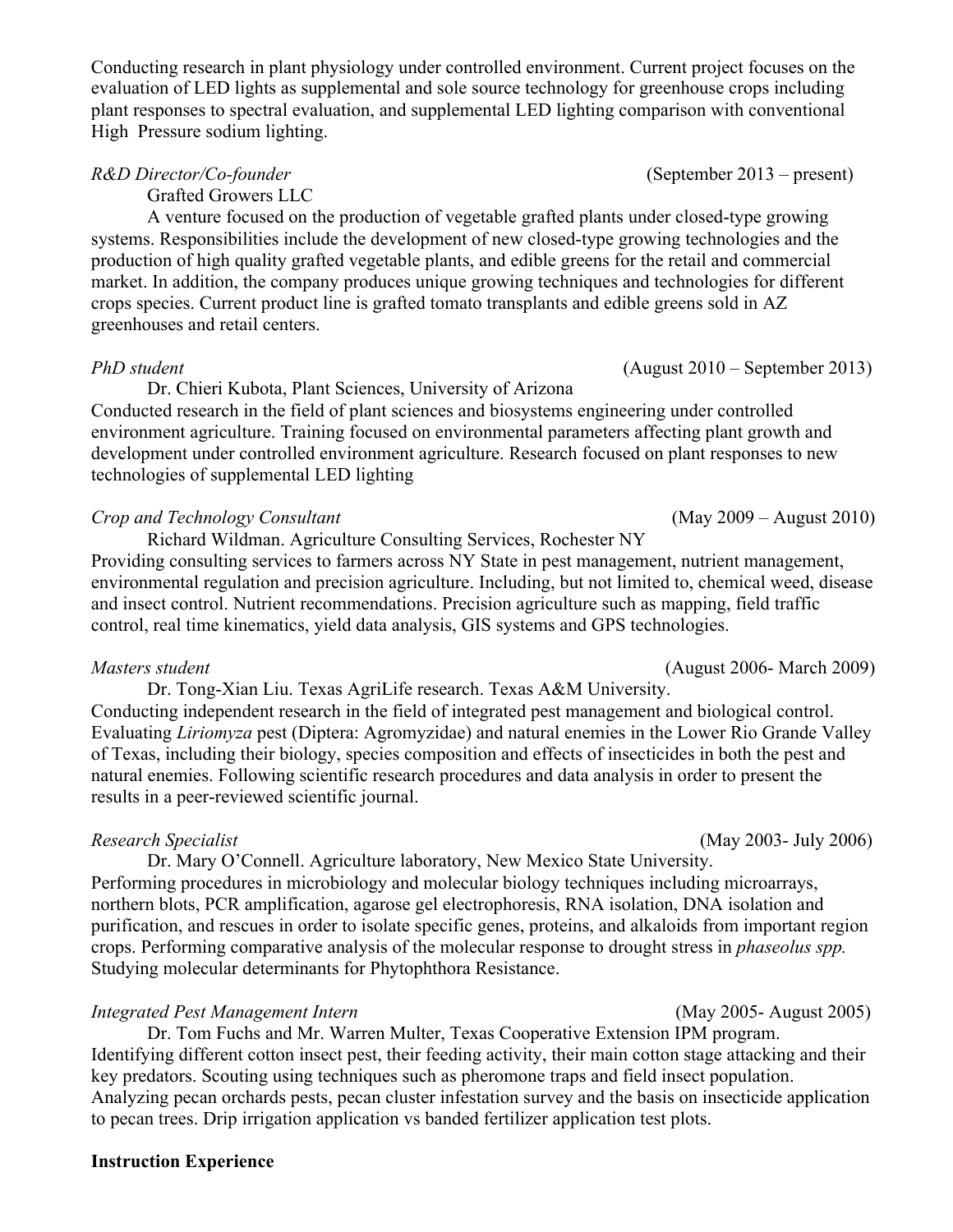Conducting research in plant physiology under controlled environment. Current project focuses on the evaluation of LED lights as supplemental and sole source technology for greenhouse crops including plant responses to spectral evaluation, and supplemental LED lighting comparison with conventional High Pressure sodium lighting.

*R&D Director/Co-founder* (September 2013 – present)

Grafted Growers LLC

A venture focused on the production of vegetable grafted plants under closed-type growing systems. Responsibilities include the development of new closed-type growing technologies and the production of high quality grafted vegetable plants, and edible greens for the retail and commercial market. In addition, the company produces unique growing techniques and technologies for different crops species. Current product line is grafted tomato transplants and edible greens sold in AZ greenhouses and retail centers.

*PhD student* (August 2010 – September 2013)

Dr. Chieri Kubota, Plant Sciences, University of Arizona

Conducted research in the field of plant sciences and biosystems engineering under controlled environment agriculture. Training focused on environmental parameters affecting plant growth and development under controlled environment agriculture. Research focused on plant responses to new technologies of supplemental LED lighting

*Crop and Technology Consultant* (May 2009 – August 2010)

Richard Wildman. Agriculture Consulting Services, Rochester NY

Providing consulting services to farmers across NY State in pest management, nutrient management, environmental regulation and precision agriculture. Including, but not limited to, chemical weed, disease and insect control. Nutrient recommendations. Precision agriculture such as mapping, field traffic control, real time kinematics, yield data analysis, GIS systems and GPS technologies.

*Masters student* (August 2006- March 2009)

Dr. Tong-Xian Liu. Texas AgriLife research. Texas A&M University.

Conducting independent research in the field of integrated pest management and biological control. Evaluating *Liriomyza* pest (Diptera: Agromyzidae) and natural enemies in the Lower Rio Grande Valley of Texas, including their biology, species composition and effects of insecticides in both the pest and natural enemies. Following scientific research procedures and data analysis in order to present the results in a peer-reviewed scientific journal.

*Research Specialist* (May 2003- July 2006)

Dr. Mary O'Connell. Agriculture laboratory, New Mexico State University.

Performing procedures in microbiology and molecular biology techniques including microarrays, northern blots, PCR amplification, agarose gel electrophoresis, RNA isolation, DNA isolation and purification, and rescues in order to isolate specific genes, proteins, and alkaloids from important region crops. Performing comparative analysis of the molecular response to drought stress in *phaseolus spp.* Studying molecular determinants for Phytophthora Resistance.

*Integrated Pest Management Intern* (May 2005- August 2005)

Dr. Tom Fuchs and Mr. Warren Multer, Texas Cooperative Extension IPM program.

Identifying different cotton insect pest, their feeding activity, their main cotton stage attacking and their key predators. Scouting using techniques such as pheromone traps and field insect population. Analyzing pecan orchards pests, pecan cluster infestation survey and the basis on insecticide application to pecan trees. Drip irrigation application vs banded fertilizer application test plots.

**Instruction Experience**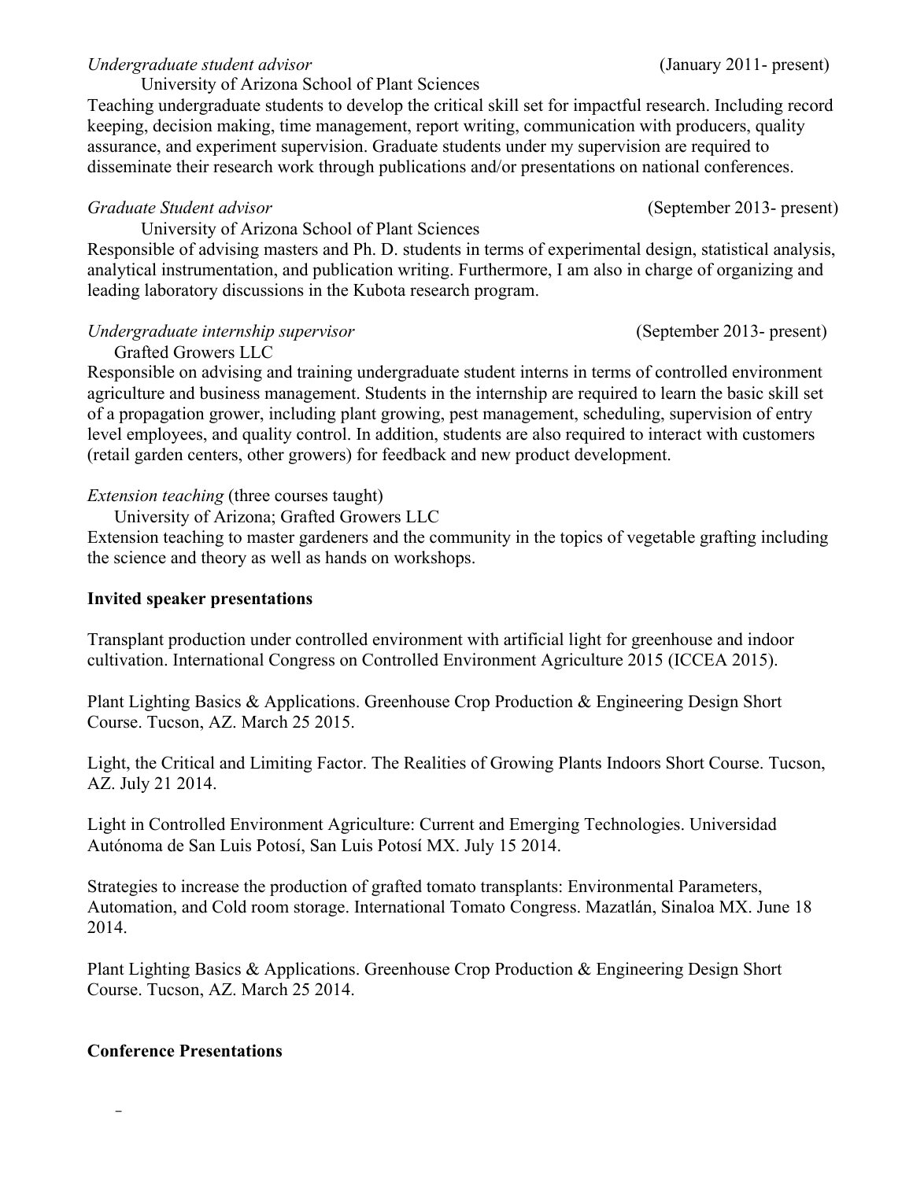*Undergraduate student advisor* (January 2011- present)

University of Arizona School of Plant Sciences

Teaching undergraduate students to develop the critical skill set for impactful research. Including record keeping, decision making, time management, report writing, communication with producers, quality assurance, and experiment supervision. Graduate students under my supervision are required to disseminate their research work through publications and/or presentations on national conferences.

*Graduate Student advisor* (September 2013- present)

University of Arizona School of Plant Sciences

Responsible of advising masters and Ph. D. students in terms of experimental design, statistical analysis, analytical instrumentation, and publication writing. Furthermore, I am also in charge of organizing and leading laboratory discussions in the Kubota research program.

*Undergraduate internship supervisor* (September 2013- present)

Grafted Growers LLC

Responsible on advising and training undergraduate student interns in terms of controlled environment agriculture and business management. Students in the internship are required to learn the basic skill set of a propagation grower, including plant growing, pest management, scheduling, supervision of entry level employees, and quality control. In addition, students are also required to interact with customers (retail garden centers, other growers) for feedback and new product development.

*Extension teaching* (three courses taught)

University of Arizona; Grafted Growers LLC

Extension teaching to master gardeners and the community in the topics of vegetable grafting including the science and theory as well as hands on workshops.

**Invited speaker presentations**

Transplant production under controlled environment with artificial light for greenhouse and indoor cultivation. International Congress on Controlled Environment Agriculture 2015 (ICCEA 2015).

Plant Lighting Basics & Applications. Greenhouse Crop Production & Engineering Design Short Course. Tucson, AZ. March 25 2015.

Light, the Critical and Limiting Factor. The Realities of Growing Plants Indoors Short Course. Tucson, AZ. July 21 2014.

Light in Controlled Environment Agriculture: Current and Emerging Technologies. Universidad Autónoma de San Luis Potosí, San Luis Potosí MX. July 15 2014.

Strategies to increase the production of grafted tomato transplants: Environmental Parameters, Automation, and Cold room storage. International Tomato Congress. Mazatlán, Sinaloa MX. June 18 2014.

Plant Lighting Basics & Applications. Greenhouse Crop Production & Engineering Design Short Course. Tucson, AZ. March 25 2014.

**Conference Presentations**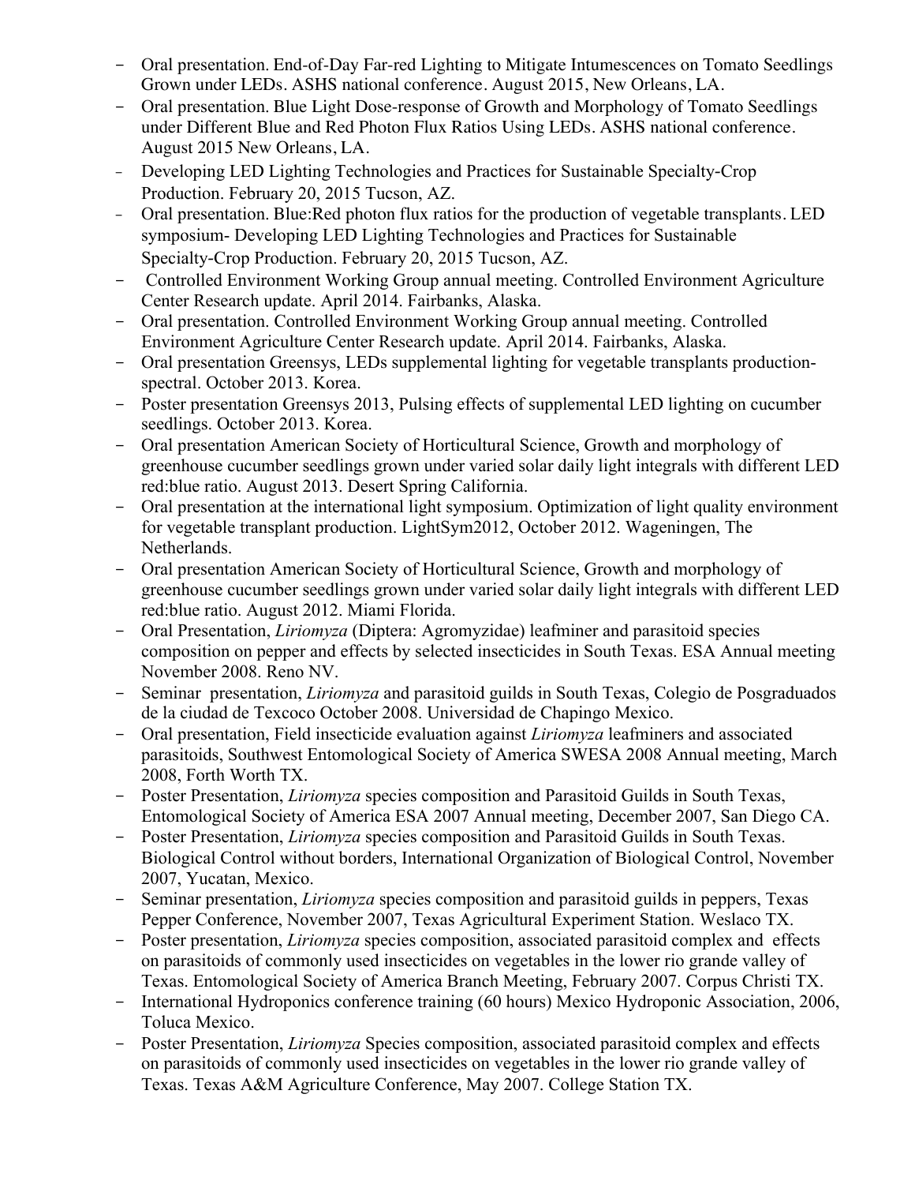- Oral presentation. End-of-Day Far-red Lighting to Mitigate Intumescences on Tomato Seedlings Grown under LEDs. ASHS national conference. August 2015, New Orleans, LA.
- Oral presentation. Blue Light Dose-response of Growth and Morphology of Tomato Seedlings under Different Blue and Red Photon Flux Ratios Using LEDs. ASHS national conference. August 2015 New Orleans, LA.
- Developing LED Lighting Technologies and Practices for Sustainable Specialty-Crop Production. February 20, 2015 Tucson, AZ.
- Oral presentation. Blue:Red photon flux ratios for the production of vegetable transplants. LED symposium- Developing LED Lighting Technologies and Practices for Sustainable Specialty-Crop Production. February 20, 2015 Tucson, AZ.
- Controlled Environment Working Group annual meeting. Controlled Environment Agriculture Center Research update. April 2014. Fairbanks, Alaska.
- Oral presentation. Controlled Environment Working Group annual meeting. Controlled Environment Agriculture Center Research update. April 2014. Fairbanks, Alaska.
- Oral presentation Greensys, LEDs supplemental lighting for vegetable transplants production-spectral. October 2013. Korea.
- Poster presentation Greensys 2013, Pulsing effects of supplemental LED lighting on cucumber seedlings. October 2013. Korea.
- Oral presentation American Society of Horticultural Science, Growth and morphology of greenhouse cucumber seedlings grown under varied solar daily light integrals with different LED red:blue ratio. August 2013. Desert Spring California.
- Oral presentation at the international light symposium. Optimization of light quality environment for vegetable transplant production. LightSym2012, October 2012. Wageningen, The Netherlands.
- Oral presentation American Society of Horticultural Science, Growth and morphology of greenhouse cucumber seedlings grown under varied solar daily light integrals with different LED red:blue ratio. August 2012. Miami Florida.
- Oral Presentation, *Liriomyza* (Diptera: Agromyzidae) leafminer and parasitoid species composition on pepper and effects by selected insecticides in South Texas. ESA Annual meeting November 2008. Reno NV.
- Seminar presentation, *Liriomyza* and parasitoid guilds in South Texas, Colegio de Posgraduados de la ciudad de Texcoco October 2008. Universidad de Chapingo Mexico.
- Oral presentation, Field insecticide evaluation against *Liriomyza* leafminers and associated parasitoids, Southwest Entomological Society of America SWESA 2008 Annual meeting, March 2008, Forth Worth TX.
- Poster Presentation, *Liriomyza* species composition and Parasitoid Guilds in South Texas, Entomological Society of America ESA 2007 Annual meeting, December 2007, San Diego CA.
- Poster Presentation, *Liriomyza* species composition and Parasitoid Guilds in South Texas. Biological Control without borders, International Organization of Biological Control, November 2007, Yucatan, Mexico.
- Seminar presentation, *Liriomyza* species composition and parasitoid guilds in peppers, Texas Pepper Conference, November 2007, Texas Agricultural Experiment Station. Weslaco TX.
- Poster presentation, *Liriomyza* species composition, associated parasitoid complex and effects on parasitoids of commonly used insecticides on vegetables in the lower rio grande valley of Texas. Entomological Society of America Branch Meeting, February 2007. Corpus Christi TX.
- International Hydroponics conference training (60 hours) Mexico Hydroponic Association, 2006, Toluca Mexico.
- Poster Presentation, *Liriomyza* Species composition, associated parasitoid complex and effects on parasitoids of commonly used insecticides on vegetables in the lower rio grande valley of Texas. Texas A&M Agriculture Conference, May 2007. College Station TX.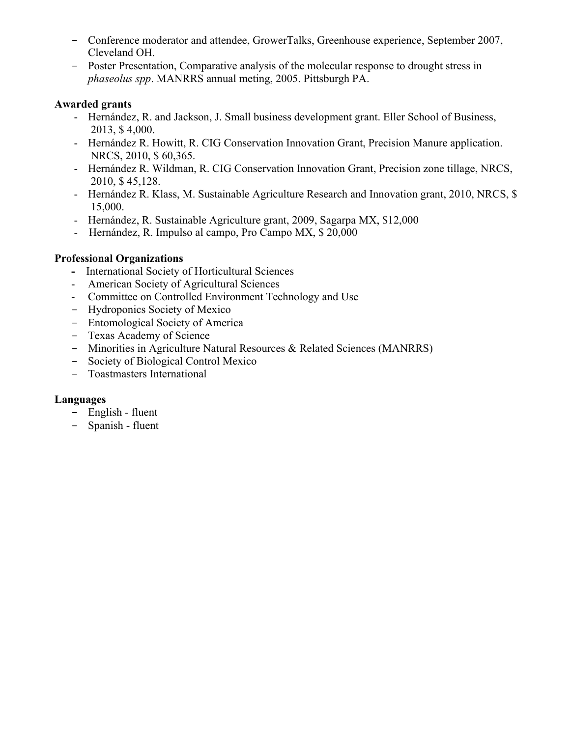- Conference moderator and attendee, GrowerTalks, Greenhouse experience, September 2007, Cleveland OH.
- Poster Presentation, Comparative analysis of the molecular response to drought stress in *phaseolus spp*. MANRRS annual meting, 2005. Pittsburgh PA.

**Awarded grants**

- Hernández, R. and Jackson, J. Small business development grant. Eller School of Business, 2013, $ 4,000.
- Hernández R. Howitt, R. CIG Conservation Innovation Grant, Precision Manure application. NRCS, 2010, $ 60,365.
- Hernández R. Wildman, R. CIG Conservation Innovation Grant, Precision zone tillage, NRCS, 2010, $ 45,128.
- Hernández R. Klass, M. Sustainable Agriculture Research and Innovation grant, 2010, NRCS, $ 15,000.
- Hernández, R. Sustainable Agriculture grant, 2009, Sagarpa MX, $12,000
- Hernández, R. Impulso al campo, Pro Campo MX, $ 20,000

**Professional Organizations**

- International Society of Horticultural Sciences
- American Society of Agricultural Sciences
- Committee on Controlled Environment Technology and Use
- Hydroponics Society of Mexico
- Entomological Society of America
- Texas Academy of Science
- Minorities in Agriculture Natural Resources & Related Sciences (MANRRS)
- Society of Biological Control Mexico
- Toastmasters International

**Languages**

- English - fluent
- Spanish - fluent